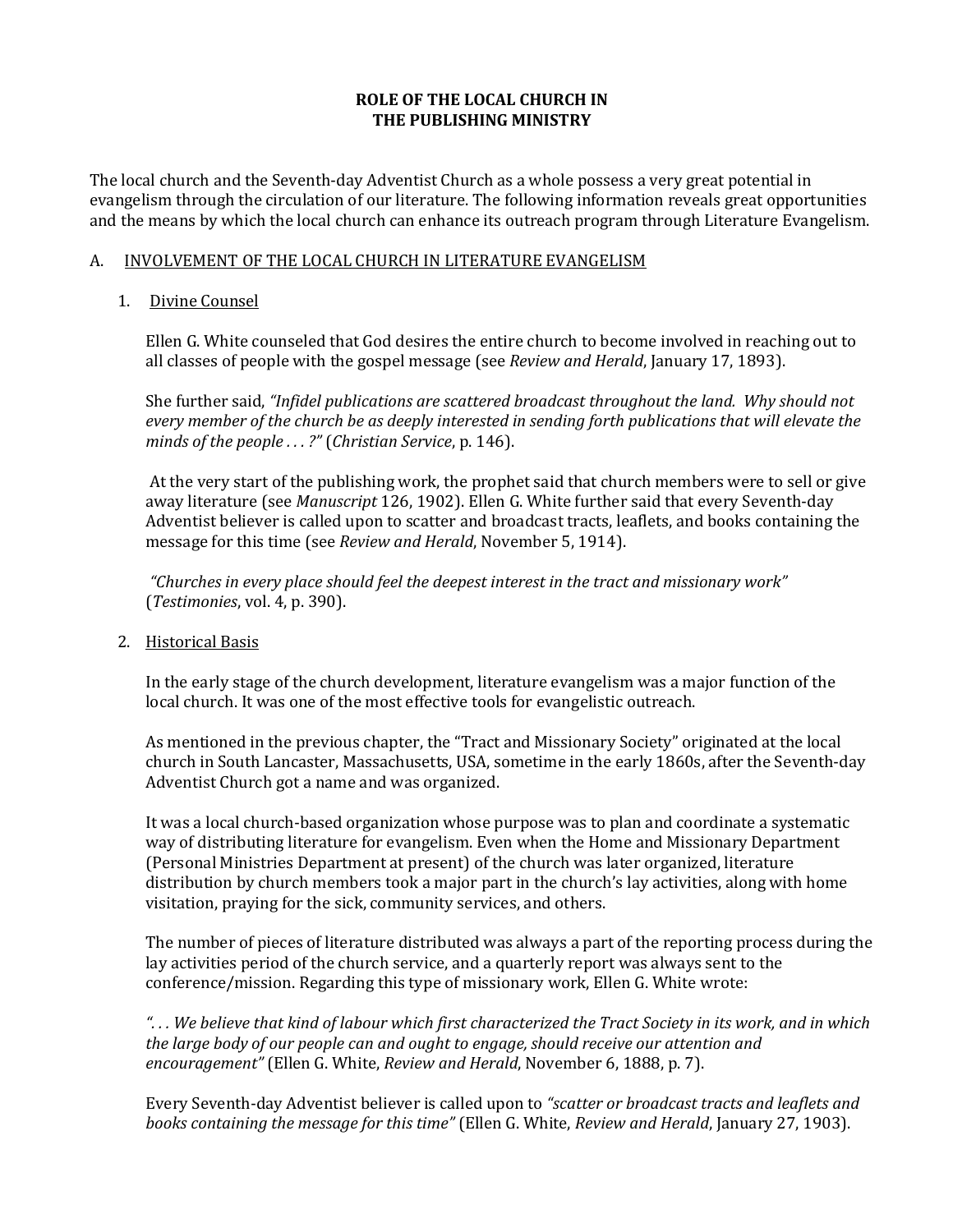# ROLE OF THE LOCAL CHURCH IN THE PUBLISHING MINISTRY

The local church and the Seventh-day Adventist Church as a whole possess a very great potential in evangelism through the circulation of our literature. The following information reveals great opportunities and the means by which the local church can enhance its outreach program through Literature Evangelism.

## A. INVOLVEMENT OF THE LOCAL CHURCH IN LITERATURE EVANGELISM

### 1. Divine Counsel

Ellen G. White counseled that God desires the entire church to become involved in reaching out to all classes of people with the gospel message (see *Review and Herald*, January 17, 1893).

She further said, *"Infidel publications are scattered broadcast throughout the land. Why should not every member of the church be as deeply interested in sending forth publications that will elevate the minds of the people . . . ?"* (*Christian Service*, p. 146).

At the very start of the publishing work, the prophet said that church members were to sell or give away literature (see *Manuscript* 126, 1902). Ellen G. White further said that every Seventh-day Adventist believer is called upon to scatter and broadcast tracts, leaflets, and books containing the message for this time (see *Review and Herald*, November 5, 1914).

*"Churches in every place should feel the deepest interest in the tract and missionary work"* (*Testimonies*, vol. 4, p. 390).

### 2. Historical Basis

In the early stage of the church development, literature evangelism was a major function of the local church. It was one of the most effective tools for evangelistic outreach.

As mentioned in the previous chapter, the "Tract and Missionary Society" originated at the local church in South Lancaster, Massachusetts, USA, sometime in the early 1860s, after the Seventh-day Adventist Church got a name and was organized.

It was a local church-based organization whose purpose was to plan and coordinate a systematic way of distributing literature for evangelism. Even when the Home and Missionary Department (Personal Ministries Department at present) of the church was later organized, literature distribution by church members took a major part in the church's lay activities, along with home visitation, praying for the sick, community services, and others.

The number of pieces of literature distributed was always a part of the reporting process during the lay activities period of the church service, and a quarterly report was always sent to the conference/mission. Regarding this type of missionary work, Ellen G. White wrote:

*". . . We believe that kind of labour which first characterized the Tract Society in its work, and in which the large body of our people can and ought to engage, should receive our attention and encouragement"* (Ellen G. White, *Review and Herald*, November 6, 1888, p. 7).

Every Seventh-day Adventist believer is called upon to *"scatter or broadcast tracts and leaflets and books containing the message for this time"* (Ellen G. White, *Review and Herald*, January 27, 1903).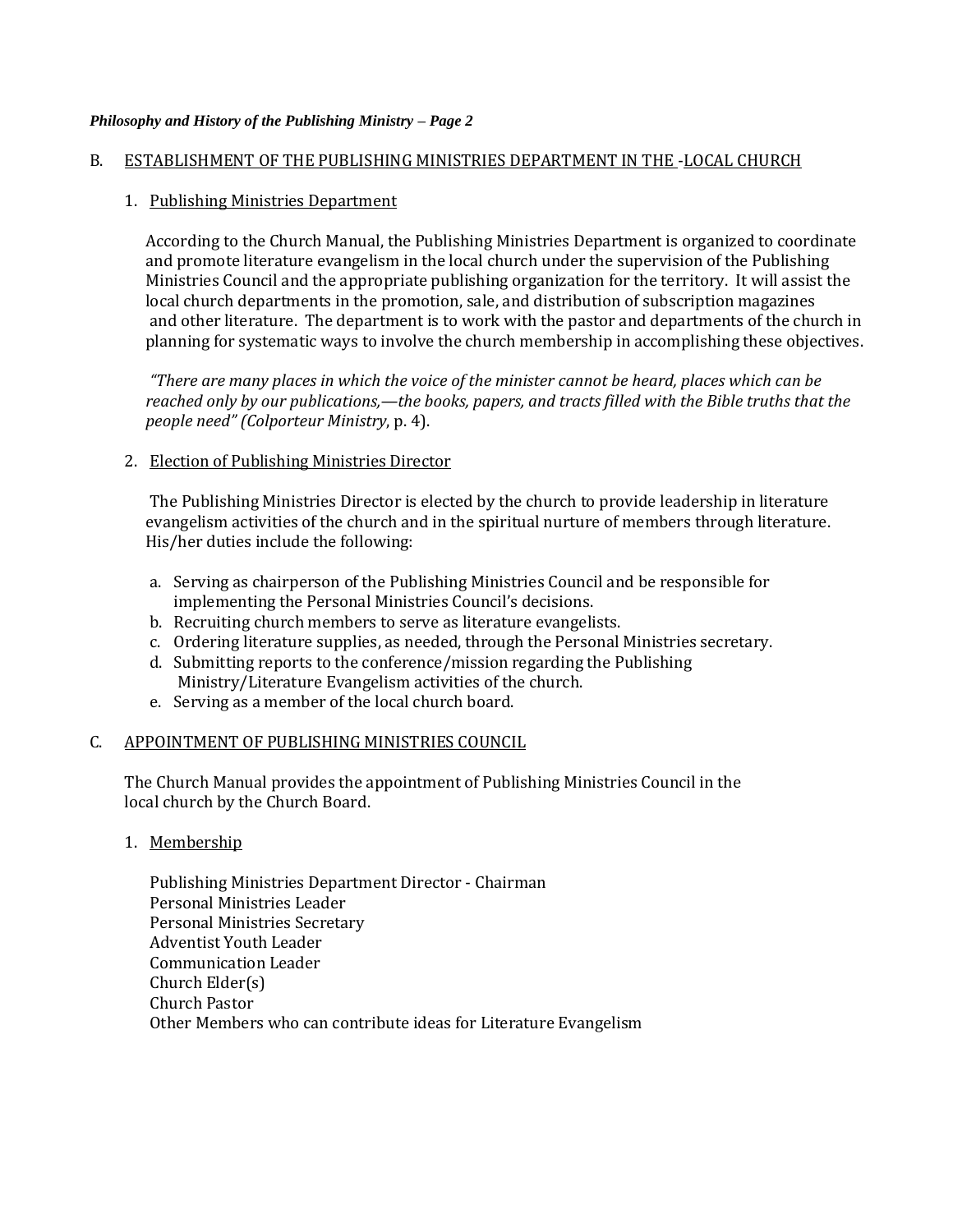## B. ESTABLISHMENT OF THE PUBLISHING MINISTRIES DEPARTMENT IN THE -LOCAL CHURCH

### 1. Publishing Ministries Department

According to the Church Manual, the Publishing Ministries Department is organized to coordinate and promote literature evangelism in the local church under the supervision of the Publishing Ministries Council and the appropriate publishing organization for the territory. It will assist the local church departments in the promotion, sale, and distribution of subscription magazines and other literature. The department is to work with the pastor and departments of the church in planning for systematic ways to involve the church membership in accomplishing these objectives.

*"There are many places in which the voice of the minister cannot be heard, places which can be reached only by our publications,—the books, papers, and tracts filled with the Bible truths that the people need" (Colporteur Ministry*, p. 4).

### 2. Election of Publishing Ministries Director

The Publishing Ministries Director is elected by the church to provide leadership in literature evangelism activities of the church and in the spiritual nurture of members through literature. His/her duties include the following:

a. Serving as chairperson of the Publishing Ministries Council and be responsible for implementing the Personal Ministries Council's decisions.
b. Recruiting church members to serve as literature evangelists.
c. Ordering literature supplies, as needed, through the Personal Ministries secretary.
d. Submitting reports to the conference/mission regarding the Publishing Ministry/Literature Evangelism activities of the church.
e. Serving as a member of the local church board.

## C. APPOINTMENT OF PUBLISHING MINISTRIES COUNCIL

The Church Manual provides the appointment of Publishing Ministries Council in the local church by the Church Board.

### 1. Membership

Publishing Ministries Department Director - Chairman
Personal Ministries Leader
Personal Ministries Secretary
Adventist Youth Leader
Communication Leader
Church Elder(s)
Church Pastor
Other Members who can contribute ideas for Literature Evangelism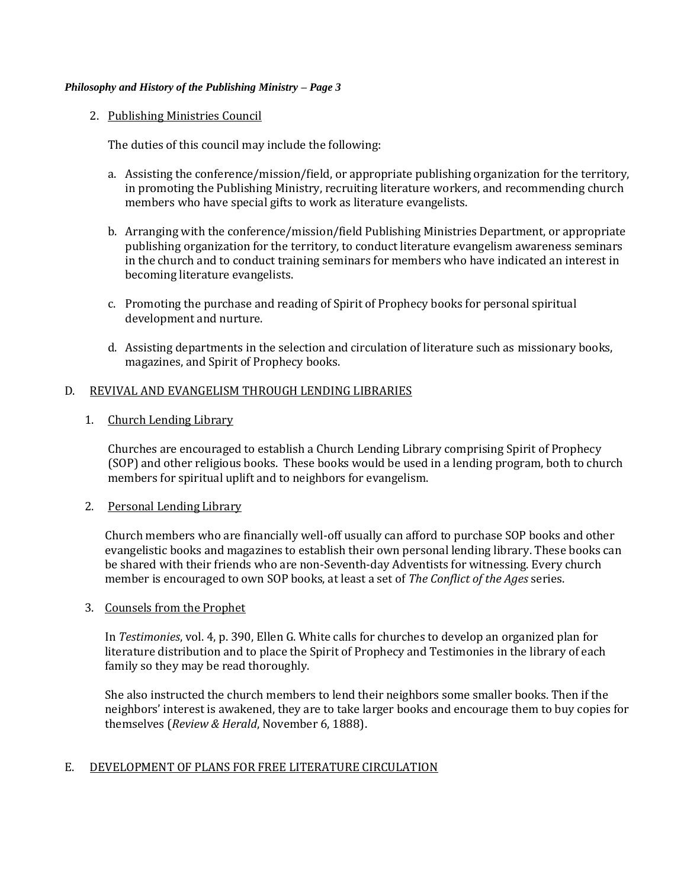2. Publishing Ministries Council

   The duties of this council may include the following:

   a. Assisting the conference/mission/field, or appropriate publishing organization for the territory, in promoting the Publishing Ministry, recruiting literature workers, and recommending church members who have special gifts to work as literature evangelists.

   b. Arranging with the conference/mission/field Publishing Ministries Department, or appropriate publishing organization for the territory, to conduct literature evangelism awareness seminars in the church and to conduct training seminars for members who have indicated an interest in becoming literature evangelists.

   c. Promoting the purchase and reading of Spirit of Prophecy books for personal spiritual development and nurture.

   d. Assisting departments in the selection and circulation of literature such as missionary books, magazines, and Spirit of Prophecy books.

## D. REVIVAL AND EVANGELISM THROUGH LENDING LIBRARIES

1. Church Lending Library

   Churches are encouraged to establish a Church Lending Library comprising Spirit of Prophecy (SOP) and other religious books. These books would be used in a lending program, both to church members for spiritual uplift and to neighbors for evangelism.

2. Personal Lending Library

   Church members who are financially well-off usually can afford to purchase SOP books and other evangelistic books and magazines to establish their own personal lending library. These books can be shared with their friends who are non-Seventh-day Adventists for witnessing. Every church member is encouraged to own SOP books, at least a set of *The Conflict of the Ages* series.

3. Counsels from the Prophet

   In *Testimonies*, vol. 4, p. 390, Ellen G. White calls for churches to develop an organized plan for literature distribution and to place the Spirit of Prophecy and Testimonies in the library of each family so they may be read thoroughly.

   She also instructed the church members to lend their neighbors some smaller books. Then if the neighbors' interest is awakened, they are to take larger books and encourage them to buy copies for themselves (*Review & Herald*, November 6, 1888).

## E. DEVELOPMENT OF PLANS FOR FREE LITERATURE CIRCULATION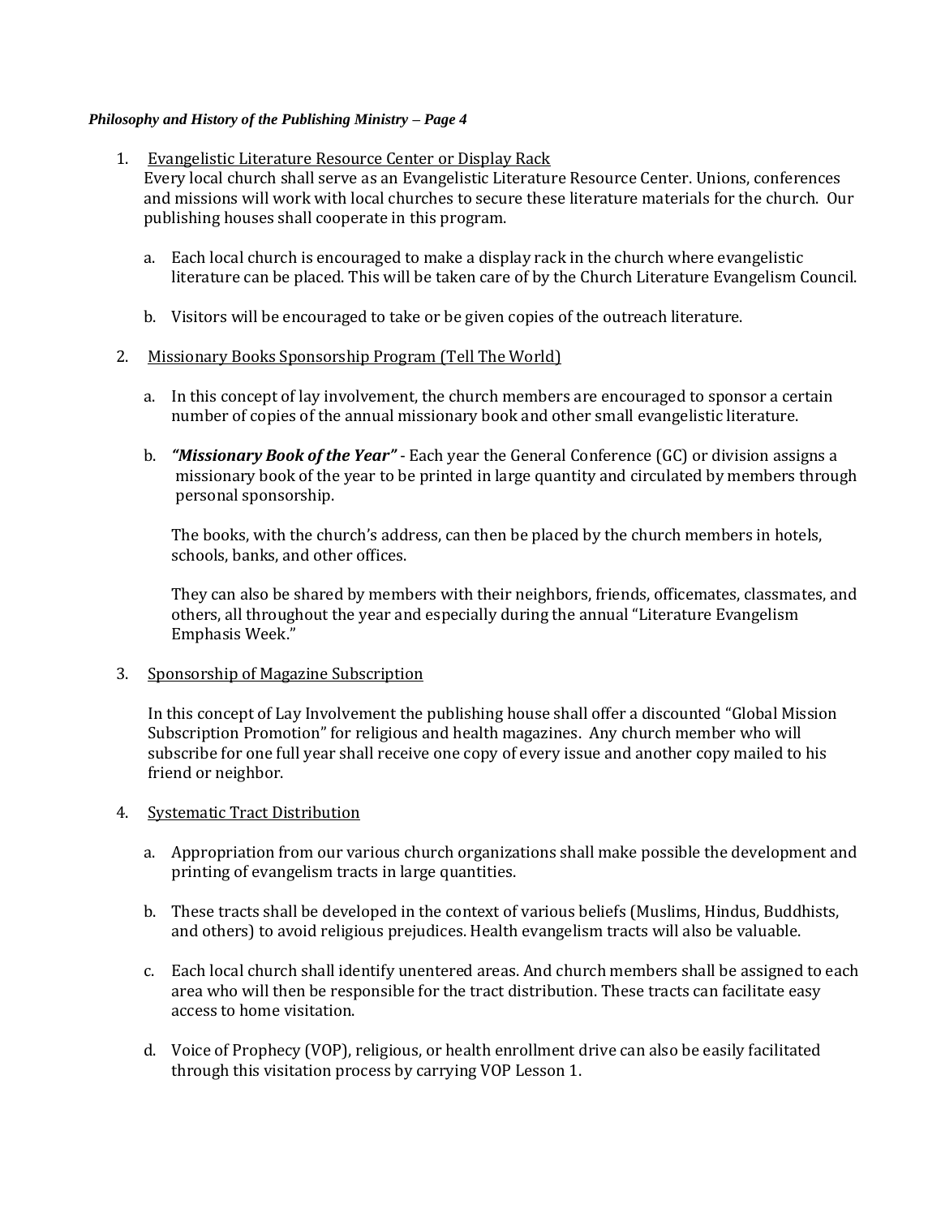1. <u>Evangelistic Literature Resource Center or Display Rack</u>
   Every local church shall serve as an Evangelistic Literature Resource Center. Unions, conferences and missions will work with local churches to secure these literature materials for the church. Our publishing houses shall cooperate in this program.

   a. Each local church is encouraged to make a display rack in the church where evangelistic literature can be placed. This will be taken care of by the Church Literature Evangelism Council.

   b. Visitors will be encouraged to take or be given copies of the outreach literature.

2. <u>Missionary Books Sponsorship Program (Tell The World)</u>

   a. In this concept of lay involvement, the church members are encouraged to sponsor a certain number of copies of the annual missionary book and other small evangelistic literature.

   b. ***"Missionary Book of the Year"*** - Each year the General Conference (GC) or division assigns a missionary book of the year to be printed in large quantity and circulated by members through personal sponsorship.

      The books, with the church's address, can then be placed by the church members in hotels, schools, banks, and other offices.

      They can also be shared by members with their neighbors, friends, officemates, classmates, and others, all throughout the year and especially during the annual "Literature Evangelism Emphasis Week."

3. <u>Sponsorship of Magazine Subscription</u>

   In this concept of Lay Involvement the publishing house shall offer a discounted "Global Mission Subscription Promotion" for religious and health magazines. Any church member who will subscribe for one full year shall receive one copy of every issue and another copy mailed to his friend or neighbor.

4. <u>Systematic Tract Distribution</u>

   a. Appropriation from our various church organizations shall make possible the development and printing of evangelism tracts in large quantities.

   b. These tracts shall be developed in the context of various beliefs (Muslims, Hindus, Buddhists, and others) to avoid religious prejudices. Health evangelism tracts will also be valuable.

   c. Each local church shall identify unentered areas. And church members shall be assigned to each area who will then be responsible for the tract distribution. These tracts can facilitate easy access to home visitation.

   d. Voice of Prophecy (VOP), religious, or health enrollment drive can also be easily facilitated through this visitation process by carrying VOP Lesson 1.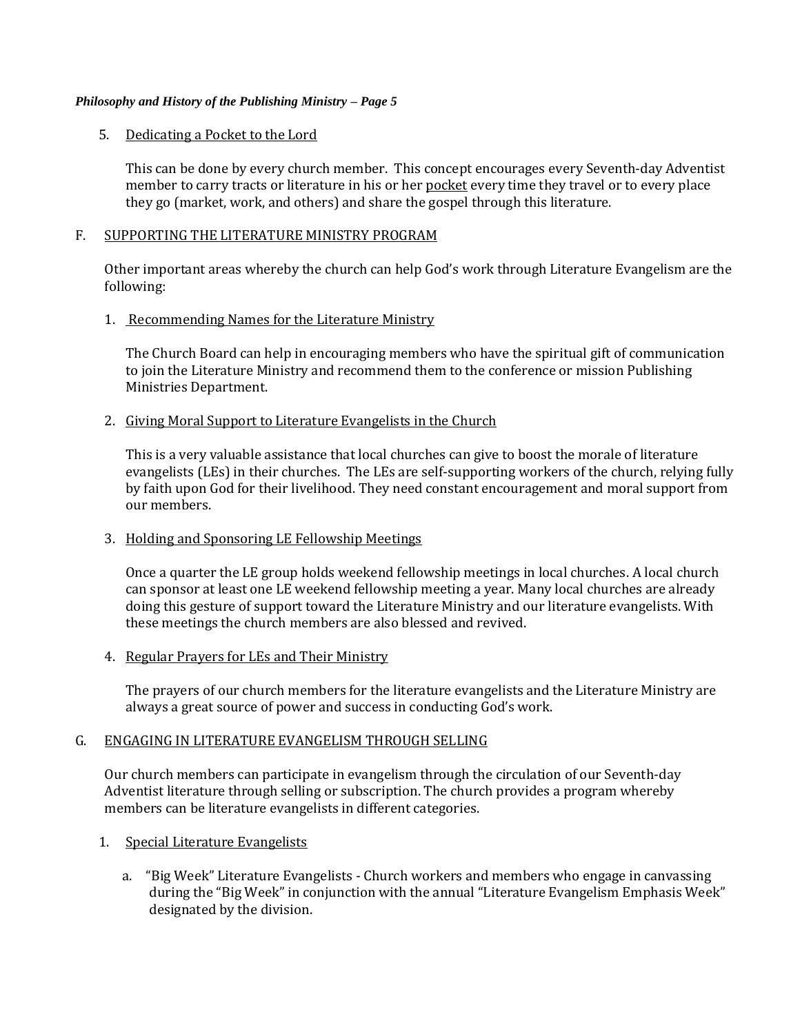5. Dedicating a Pocket to the Lord

   This can be done by every church member. This concept encourages every Seventh-day Adventist member to carry tracts or literature in his or her pocket every time they travel or to every place they go (market, work, and others) and share the gospel through this literature.

## F. SUPPORTING THE LITERATURE MINISTRY PROGRAM

Other important areas whereby the church can help God's work through Literature Evangelism are the following:

1. Recommending Names for the Literature Ministry

   The Church Board can help in encouraging members who have the spiritual gift of communication to join the Literature Ministry and recommend them to the conference or mission Publishing Ministries Department.

2. Giving Moral Support to Literature Evangelists in the Church

   This is a very valuable assistance that local churches can give to boost the morale of literature evangelists (LEs) in their churches. The LEs are self-supporting workers of the church, relying fully by faith upon God for their livelihood. They need constant encouragement and moral support from our members.

3. Holding and Sponsoring LE Fellowship Meetings

   Once a quarter the LE group holds weekend fellowship meetings in local churches. A local church can sponsor at least one LE weekend fellowship meeting a year. Many local churches are already doing this gesture of support toward the Literature Ministry and our literature evangelists. With these meetings the church members are also blessed and revived.

4. Regular Prayers for LEs and Their Ministry

   The prayers of our church members for the literature evangelists and the Literature Ministry are always a great source of power and success in conducting God's work.

## G. ENGAGING IN LITERATURE EVANGELISM THROUGH SELLING

Our church members can participate in evangelism through the circulation of our Seventh-day Adventist literature through selling or subscription. The church provides a program whereby members can be literature evangelists in different categories.

1. Special Literature Evangelists

   a. "Big Week" Literature Evangelists - Church workers and members who engage in canvassing during the "Big Week" in conjunction with the annual "Literature Evangelism Emphasis Week" designated by the division.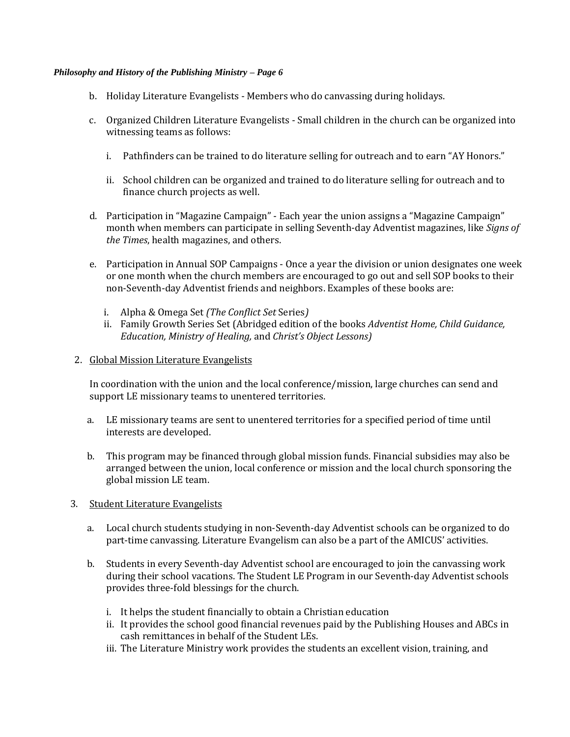b. Holiday Literature Evangelists - Members who do canvassing during holidays.

c. Organized Children Literature Evangelists - Small children in the church can be organized into witnessing teams as follows:

   i. Pathfinders can be trained to do literature selling for outreach and to earn "AY Honors."

   ii. School children can be organized and trained to do literature selling for outreach and to finance church projects as well.

d. Participation in "Magazine Campaign" - Each year the union assigns a "Magazine Campaign" month when members can participate in selling Seventh-day Adventist magazines, like *Signs of the Times*, health magazines, and others.

e. Participation in Annual SOP Campaigns - Once a year the division or union designates one week or one month when the church members are encouraged to go out and sell SOP books to their non-Seventh-day Adventist friends and neighbors. Examples of these books are:

   i. Alpha & Omega Set *(The Conflict Set* Series*)*
   ii. Family Growth Series Set (Abridged edition of the books *Adventist Home, Child Guidance, Education, Ministry of Healing,* and *Christ's Object Lessons)*

2. <u>Global Mission Literature Evangelists</u>

   In coordination with the union and the local conference/mission, large churches can send and support LE missionary teams to unentered territories.

   a. LE missionary teams are sent to unentered territories for a specified period of time until interests are developed.

   b. This program may be financed through global mission funds. Financial subsidies may also be arranged between the union, local conference or mission and the local church sponsoring the global mission LE team.

3. <u>Student Literature Evangelists</u>

   a. Local church students studying in non-Seventh-day Adventist schools can be organized to do part-time canvassing. Literature Evangelism can also be a part of the AMICUS' activities.

   b. Students in every Seventh-day Adventist school are encouraged to join the canvassing work during their school vacations. The Student LE Program in our Seventh-day Adventist schools provides three-fold blessings for the church.

      i. It helps the student financially to obtain a Christian education
      ii. It provides the school good financial revenues paid by the Publishing Houses and ABCs in cash remittances in behalf of the Student LEs.
      iii. The Literature Ministry work provides the students an excellent vision, training, and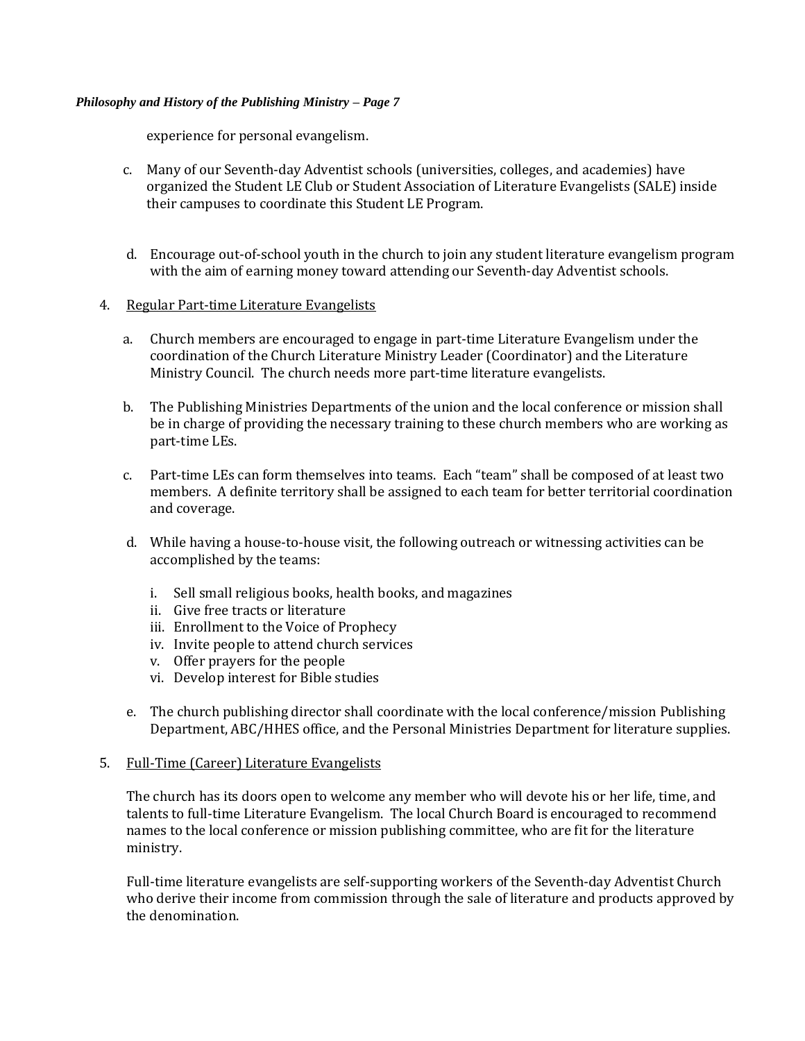experience for personal evangelism.

c. Many of our Seventh-day Adventist schools (universities, colleges, and academies) have organized the Student LE Club or Student Association of Literature Evangelists (SALE) inside their campuses to coordinate this Student LE Program.

d. Encourage out-of-school youth in the church to join any student literature evangelism program with the aim of earning money toward attending our Seventh-day Adventist schools.

4. <u>Regular Part-time Literature Evangelists</u>

   a. Church members are encouraged to engage in part-time Literature Evangelism under the coordination of the Church Literature Ministry Leader (Coordinator) and the Literature Ministry Council. The church needs more part-time literature evangelists.

   b. The Publishing Ministries Departments of the union and the local conference or mission shall be in charge of providing the necessary training to these church members who are working as part-time LEs.

   c. Part-time LEs can form themselves into teams. Each "team" shall be composed of at least two members. A definite territory shall be assigned to each team for better territorial coordination and coverage.

   d. While having a house-to-house visit, the following outreach or witnessing activities can be accomplished by the teams:

      i. Sell small religious books, health books, and magazines
      ii. Give free tracts or literature
      iii. Enrollment to the Voice of Prophecy
      iv. Invite people to attend church services
      v. Offer prayers for the people
      vi. Develop interest for Bible studies

   e. The church publishing director shall coordinate with the local conference/mission Publishing Department, ABC/HHES office, and the Personal Ministries Department for literature supplies.

5. <u>Full-Time (Career) Literature Evangelists</u>

   The church has its doors open to welcome any member who will devote his or her life, time, and talents to full-time Literature Evangelism. The local Church Board is encouraged to recommend names to the local conference or mission publishing committee, who are fit for the literature ministry.

   Full-time literature evangelists are self-supporting workers of the Seventh-day Adventist Church who derive their income from commission through the sale of literature and products approved by the denomination.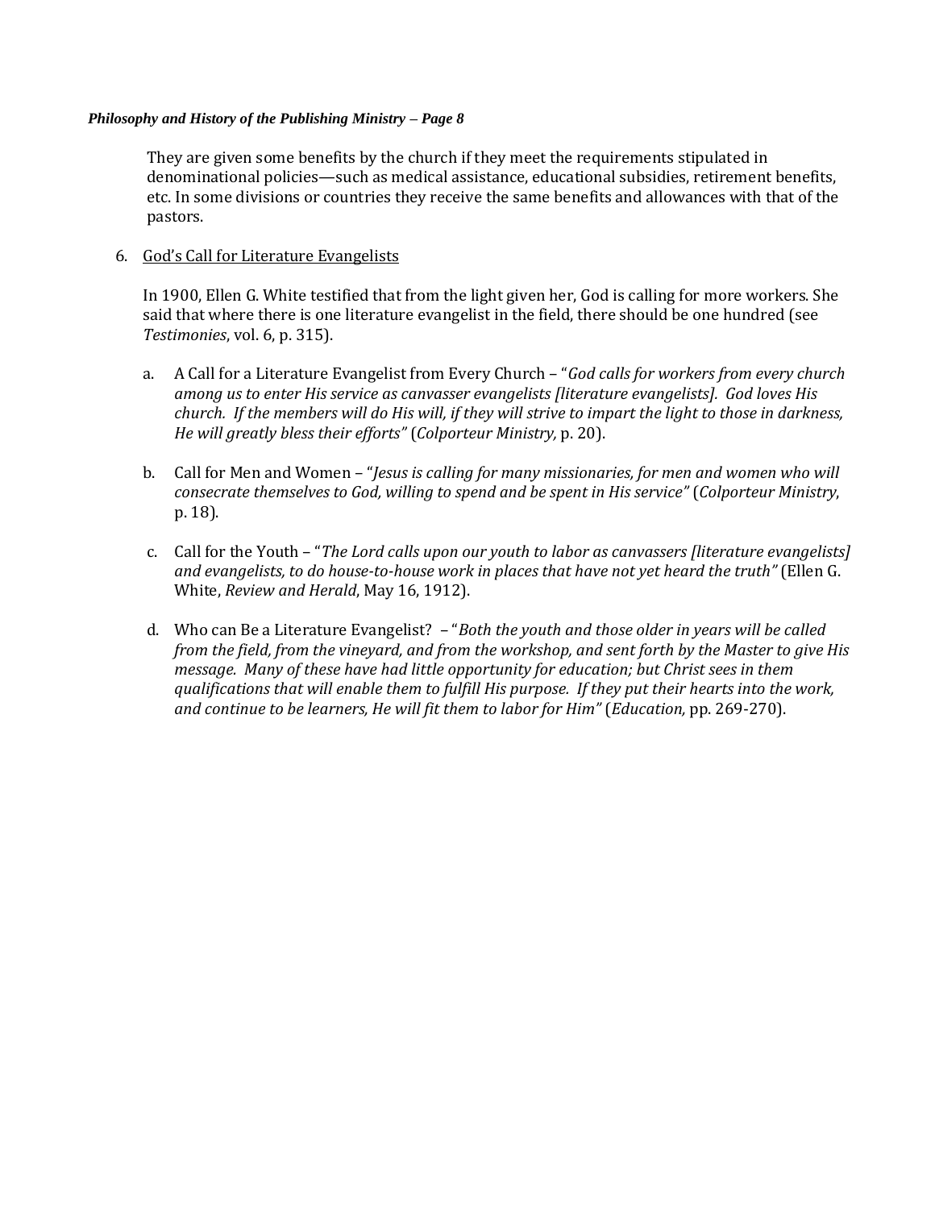They are given some benefits by the church if they meet the requirements stipulated in denominational policies—such as medical assistance, educational subsidies, retirement benefits, etc. In some divisions or countries they receive the same benefits and allowances with that of the pastors.

6. <u>God's Call for Literature Evangelists</u>

   In 1900, Ellen G. White testified that from the light given her, God is calling for more workers. She said that where there is one literature evangelist in the field, there should be one hundred (see *Testimonies*, vol. 6, p. 315).

   a. A Call for a Literature Evangelist from Every Church – "*God calls for workers from every church among us to enter His service as canvasser evangelists [literature evangelists]. God loves His church. If the members will do His will, if they will strive to impart the light to those in darkness, He will greatly bless their efforts"* (*Colporteur Ministry,* p. 20).

   b. Call for Men and Women – "*Jesus is calling for many missionaries, for men and women who will consecrate themselves to God, willing to spend and be spent in His service"* (*Colporteur Ministry*, p. 18).

   c. Call for the Youth – "*The Lord calls upon our youth to labor as canvassers [literature evangelists] and evangelists, to do house-to-house work in places that have not yet heard the truth"* (Ellen G. White, *Review and Herald*, May 16, 1912).

   d. Who can Be a Literature Evangelist? – "*Both the youth and those older in years will be called from the field, from the vineyard, and from the workshop, and sent forth by the Master to give His message. Many of these have had little opportunity for education; but Christ sees in them qualifications that will enable them to fulfill His purpose. If they put their hearts into the work, and continue to be learners, He will fit them to labor for Him"* (*Education,* pp. 269-270).